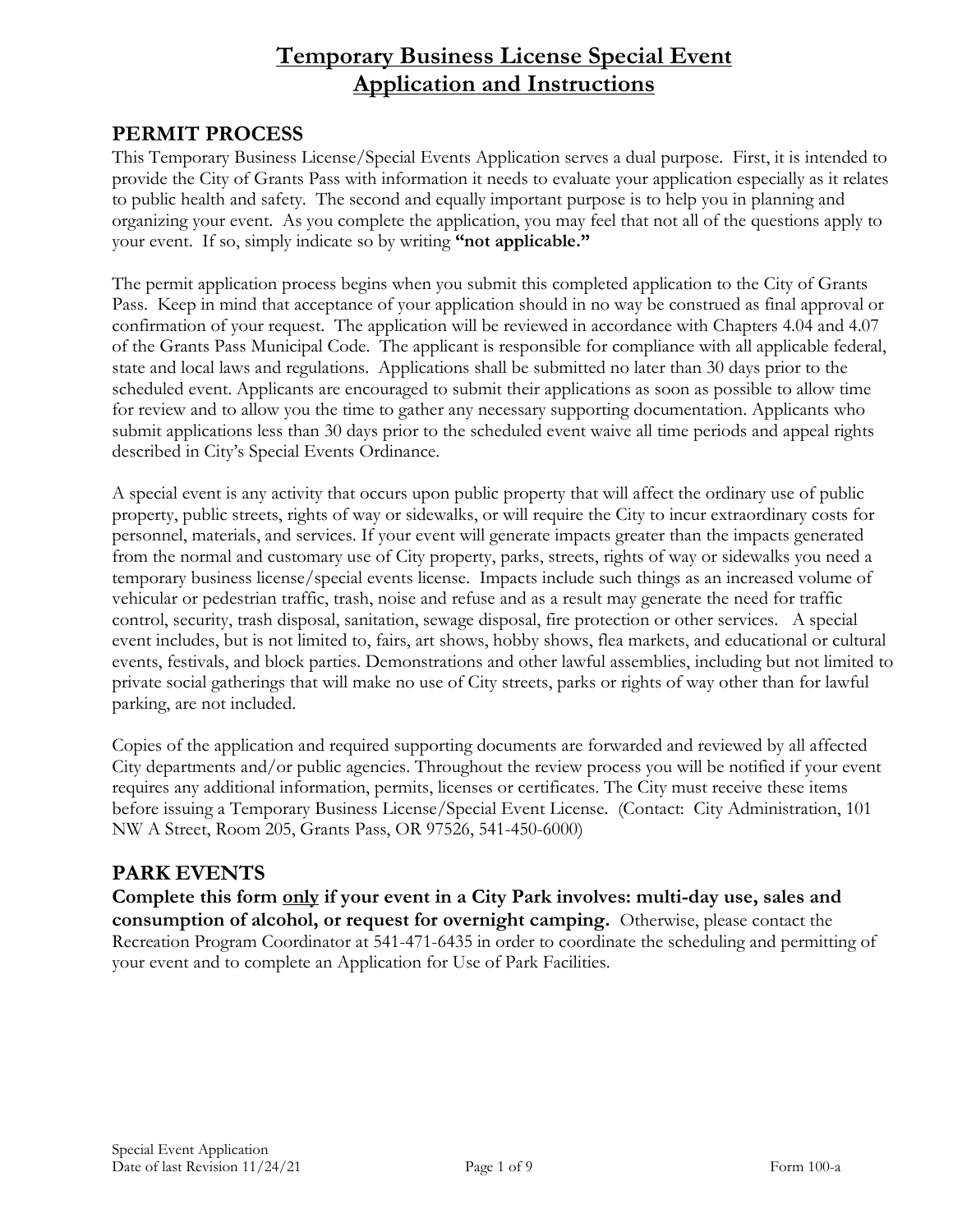# Temporary Business License Special Event Application and Instructions

## PERMIT PROCESS

This Temporary Business License/Special Events Application serves a dual purpose. First, it is intended to provide the City of Grants Pass with information it needs to evaluate your application especially as it relates to public health and safety. The second and equally important purpose is to help you in planning and organizing your event. As you complete the application, you may feel that not all of the questions apply to your event. If so, simply indicate so by writing **"not applicable."**

The permit application process begins when you submit this completed application to the City of Grants Pass. Keep in mind that acceptance of your application should in no way be construed as final approval or confirmation of your request. The application will be reviewed in accordance with Chapters 4.04 and 4.07 of the Grants Pass Municipal Code. The applicant is responsible for compliance with all applicable federal, state and local laws and regulations. Applications shall be submitted no later than 30 days prior to the scheduled event. Applicants are encouraged to submit their applications as soon as possible to allow time for review and to allow you the time to gather any necessary supporting documentation. Applicants who submit applications less than 30 days prior to the scheduled event waive all time periods and appeal rights described in City's Special Events Ordinance.

A special event is any activity that occurs upon public property that will affect the ordinary use of public property, public streets, rights of way or sidewalks, or will require the City to incur extraordinary costs for personnel, materials, and services. If your event will generate impacts greater than the impacts generated from the normal and customary use of City property, parks, streets, rights of way or sidewalks you need a temporary business license/special events license. Impacts include such things as an increased volume of vehicular or pedestrian traffic, trash, noise and refuse and as a result may generate the need for traffic control, security, trash disposal, sanitation, sewage disposal, fire protection or other services. A special event includes, but is not limited to, fairs, art shows, hobby shows, flea markets, and educational or cultural events, festivals, and block parties. Demonstrations and other lawful assemblies, including but not limited to private social gatherings that will make no use of City streets, parks or rights of way other than for lawful parking, are not included.

Copies of the application and required supporting documents are forwarded and reviewed by all affected City departments and/or public agencies. Throughout the review process you will be notified if your event requires any additional information, permits, licenses or certificates. The City must receive these items before issuing a Temporary Business License/Special Event License. (Contact: City Administration, 101 NW A Street, Room 205, Grants Pass, OR 97526, 541-450-6000)

## PARK EVENTS

**Complete this form <u>only</u> if your event in a City Park involves: multi-day use, sales and consumption of alcohol, or request for overnight camping.** Otherwise, please contact the Recreation Program Coordinator at 541-471-6435 in order to coordinate the scheduling and permitting of your event and to complete an Application for Use of Park Facilities.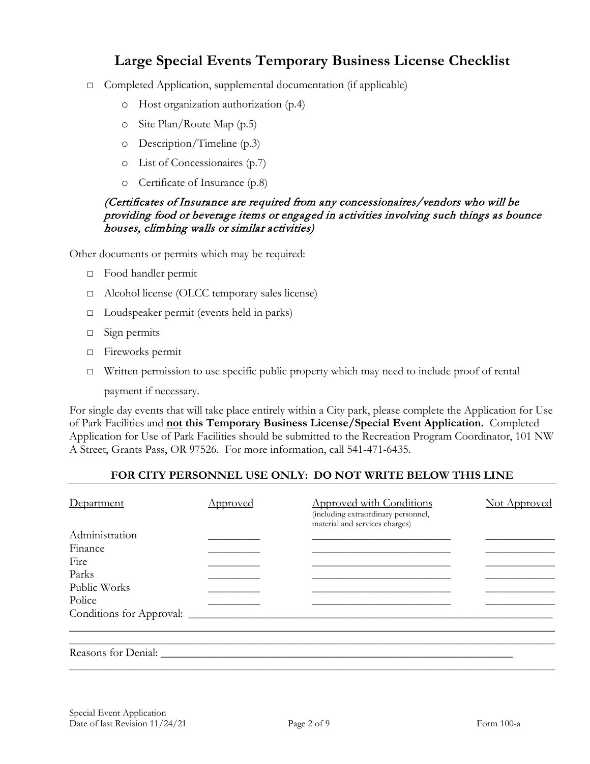# Large Special Events Temporary Business License Checklist

- □ Completed Application, supplemental documentation (if applicable)
  - o Host organization authorization (p.4)
  - o Site Plan/Route Map (p.5)
  - o Description/Timeline (p.3)
  - o List of Concessionaires (p.7)
  - o Certificate of Insurance (p.8)

*(Certificates of Insurance are required from any concessionaires/vendors who will be providing food or beverage items or engaged in activities involving such things as bounce houses, climbing walls or similar activities)*

Other documents or permits which may be required:

- □ Food handler permit
- □ Alcohol license (OLCC temporary sales license)
- □ Loudspeaker permit (events held in parks)
- □ Sign permits
- □ Fireworks permit
- □ Written permission to use specific public property which may need to include proof of rental payment if necessary.

For single day events that will take place entirely within a City park, please complete the Application for Use of Park Facilities and **not this Temporary Business License/Special Event Application.** Completed Application for Use of Park Facilities should be submitted to the Recreation Program Coordinator, 101 NW A Street, Grants Pass, OR 97526. For more information, call 541-471-6435.

**FOR CITY PERSONNEL USE ONLY: DO NOT WRITE BELOW THIS LINE**

| Department | Approved | Approved with Conditions (including extraordinary personnel, material and services charges) | Not Approved |
|---|---|---|---|
| Administration | _________ | _________________________ | ____________ |
| Finance | _________ | _________________________ | ____________ |
| Fire | _________ | _________________________ | ____________ |
| Parks | _________ | _________________________ | ____________ |
| Public Works | _________ | _________________________ | ____________ |
| Police | _________ | _________________________ | ____________ |

Conditions for Approval: ______________________________________________________________

______________________________________________________________________________________

______________________________________________________________________________________

Reasons for Denial: __________________________________________________________________

______________________________________________________________________________________

Special Event Application
Date of last Revision 11/24/21

Form 100-a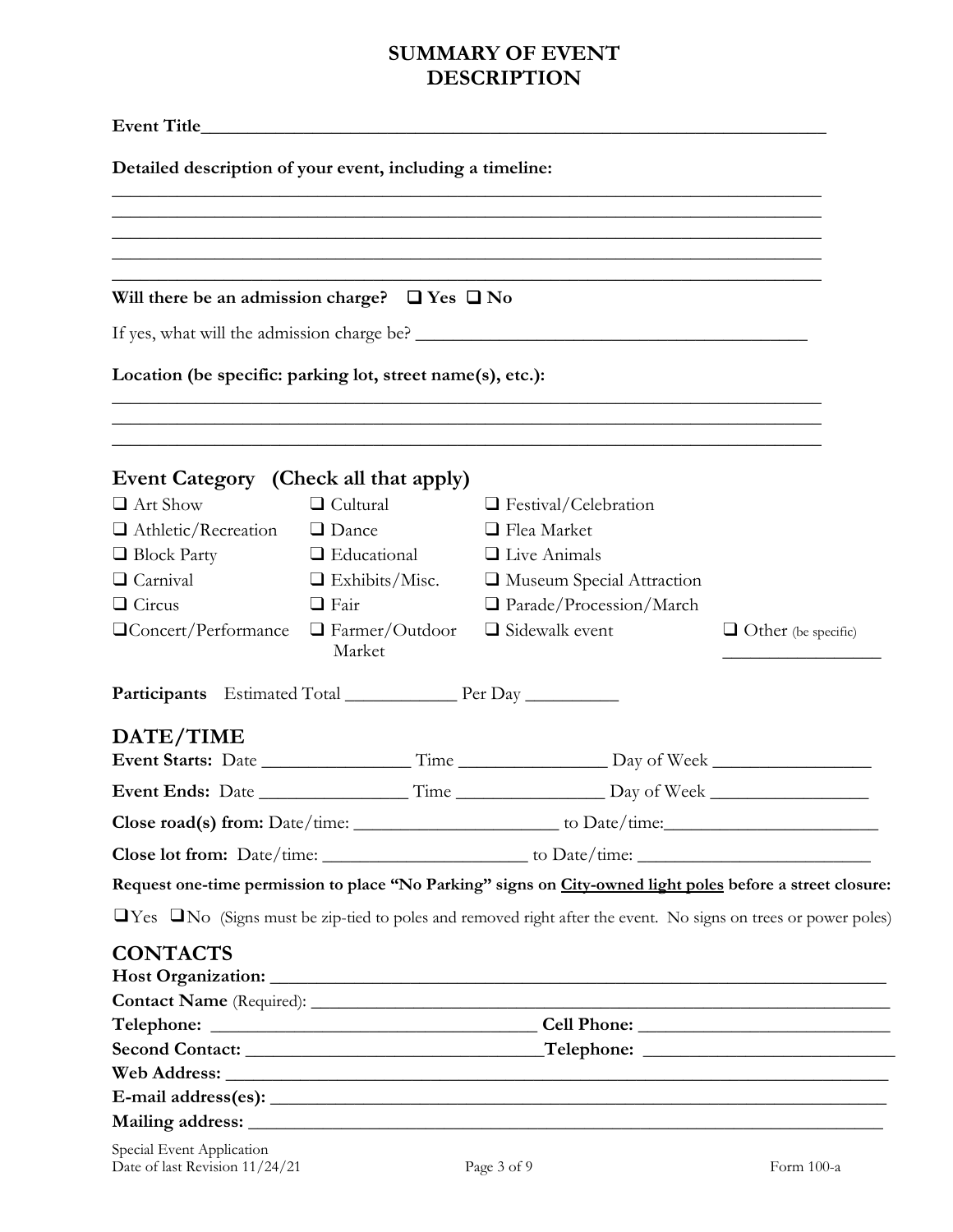# SUMMARY OF EVENT DESCRIPTION

**Event Title**\_\_\_\_\_\_\_\_\_\_\_\_\_\_\_\_\_\_\_\_\_\_\_\_\_\_\_\_\_\_\_\_\_\_\_\_\_\_\_\_\_\_\_\_\_\_\_\_\_\_\_\_\_\_\_\_\_\_\_\_

**Detailed description of your event, including a timeline:**

\_\_\_\_\_\_\_\_\_\_\_\_\_\_\_\_\_\_\_\_\_\_\_\_\_\_\_\_\_\_\_\_\_\_\_\_\_\_\_\_\_\_\_\_\_\_\_\_\_\_\_\_\_\_\_\_\_\_\_\_\_\_\_\_\_\_\_\_\_\_\_\_

\_\_\_\_\_\_\_\_\_\_\_\_\_\_\_\_\_\_\_\_\_\_\_\_\_\_\_\_\_\_\_\_\_\_\_\_\_\_\_\_\_\_\_\_\_\_\_\_\_\_\_\_\_\_\_\_\_\_\_\_\_\_\_\_\_\_\_\_\_\_\_\_

\_\_\_\_\_\_\_\_\_\_\_\_\_\_\_\_\_\_\_\_\_\_\_\_\_\_\_\_\_\_\_\_\_\_\_\_\_\_\_\_\_\_\_\_\_\_\_\_\_\_\_\_\_\_\_\_\_\_\_\_\_\_\_\_\_\_\_\_\_\_\_\_

\_\_\_\_\_\_\_\_\_\_\_\_\_\_\_\_\_\_\_\_\_\_\_\_\_\_\_\_\_\_\_\_\_\_\_\_\_\_\_\_\_\_\_\_\_\_\_\_\_\_\_\_\_\_\_\_\_\_\_\_\_\_\_\_\_\_\_\_\_\_\_\_

\_\_\_\_\_\_\_\_\_\_\_\_\_\_\_\_\_\_\_\_\_\_\_\_\_\_\_\_\_\_\_\_\_\_\_\_\_\_\_\_\_\_\_\_\_\_\_\_\_\_\_\_\_\_\_\_\_\_\_\_\_\_\_\_\_\_\_\_\_\_\_\_

**Will there be an admission charge?** ❑ **Yes** ❑ **No**

If yes, what will the admission charge be? \_\_\_\_\_\_\_\_\_\_\_\_\_\_\_\_\_\_\_\_\_\_\_\_\_\_\_\_\_\_\_\_\_\_\_\_\_\_\_\_

**Location (be specific: parking lot, street name(s), etc.):**

\_\_\_\_\_\_\_\_\_\_\_\_\_\_\_\_\_\_\_\_\_\_\_\_\_\_\_\_\_\_\_\_\_\_\_\_\_\_\_\_\_\_\_\_\_\_\_\_\_\_\_\_\_\_\_\_\_\_\_\_\_\_\_\_\_\_\_\_\_\_\_\_

\_\_\_\_\_\_\_\_\_\_\_\_\_\_\_\_\_\_\_\_\_\_\_\_\_\_\_\_\_\_\_\_\_\_\_\_\_\_\_\_\_\_\_\_\_\_\_\_\_\_\_\_\_\_\_\_\_\_\_\_\_\_\_\_\_\_\_\_\_\_\_\_

\_\_\_\_\_\_\_\_\_\_\_\_\_\_\_\_\_\_\_\_\_\_\_\_\_\_\_\_\_\_\_\_\_\_\_\_\_\_\_\_\_\_\_\_\_\_\_\_\_\_\_\_\_\_\_\_\_\_\_\_\_\_\_\_\_\_\_\_\_\_\_\_

## Event Category (Check all that apply)

| | | | |
|---|---|---|---|
| ❑ Art Show | ❑ Cultural | ❑ Festival/Celebration | |
| ❑ Athletic/Recreation | ❑ Dance | ❑ Flea Market | |
| ❑ Block Party | ❑ Educational | ❑ Live Animals | |
| ❑ Carnival | ❑ Exhibits/Misc. | ❑ Museum Special Attraction | |
| ❑ Circus | ❑ Fair | ❑ Parade/Procession/March | |
| ❑ Concert/Performance | ❑ Farmer/Outdoor Market | ❑ Sidewalk event | ❑ Other (be specific) \_\_\_\_\_\_\_\_\_\_\_\_ |

**Participants** Estimated Total \_\_\_\_\_\_\_\_\_\_\_ Per Day \_\_\_\_\_\_\_\_\_\_

## DATE/TIME

**Event Starts:** Date \_\_\_\_\_\_\_\_\_\_\_\_\_\_\_ Time \_\_\_\_\_\_\_\_\_\_\_\_\_\_\_ Day of Week \_\_\_\_\_\_\_\_\_\_\_\_\_\_\_\_

**Event Ends:** Date \_\_\_\_\_\_\_\_\_\_\_\_\_\_\_ Time \_\_\_\_\_\_\_\_\_\_\_\_\_\_\_ Day of Week \_\_\_\_\_\_\_\_\_\_\_\_\_\_\_\_

**Close road(s) from:** Date/time: \_\_\_\_\_\_\_\_\_\_\_\_\_\_\_\_\_\_\_\_\_ to Date/time:\_\_\_\_\_\_\_\_\_\_\_\_\_\_\_\_\_\_\_\_\_\_

**Close lot from:** Date/time: \_\_\_\_\_\_\_\_\_\_\_\_\_\_\_\_\_\_\_\_\_ to Date/time: \_\_\_\_\_\_\_\_\_\_\_\_\_\_\_\_\_\_\_\_\_\_\_\_

**Request one-time permission to place "No Parking" signs on <u>City-owned light poles</u> before a street closure:**

❑Yes ❑No (Signs must be zip-tied to poles and removed right after the event. No signs on trees or power poles)

## CONTACTS

**Host Organization:** \_\_\_\_\_\_\_\_\_\_\_\_\_\_\_\_\_\_\_\_\_\_\_\_\_\_\_\_\_\_\_\_\_\_\_\_\_\_\_\_\_\_\_\_\_\_\_\_\_\_\_\_\_\_\_\_\_\_\_\_\_\_

**Contact Name** (Required): \_\_\_\_\_\_\_\_\_\_\_\_\_\_\_\_\_\_\_\_\_\_\_\_\_\_\_\_\_\_\_\_\_\_\_\_\_\_\_\_\_\_\_\_\_\_\_\_\_\_\_\_\_\_\_\_

**Telephone:** \_\_\_\_\_\_\_\_\_\_\_\_\_\_\_\_\_\_\_\_\_\_\_\_\_\_\_\_\_\_\_\_ **Cell Phone:** \_\_\_\_\_\_\_\_\_\_\_\_\_\_\_\_\_\_\_\_\_\_\_\_\_\_

**Second Contact:** \_\_\_\_\_\_\_\_\_\_\_\_\_\_\_\_\_\_\_\_\_\_\_\_\_\_\_\_\_\_**Telephone:** \_\_\_\_\_\_\_\_\_\_\_\_\_\_\_\_\_\_\_\_\_\_\_\_\_\_

**Web Address:** \_\_\_\_\_\_\_\_\_\_\_\_\_\_\_\_\_\_\_\_\_\_\_\_\_\_\_\_\_\_\_\_\_\_\_\_\_\_\_\_\_\_\_\_\_\_\_\_\_\_\_\_\_\_\_\_\_\_\_\_\_\_\_\_\_\_

**E-mail address(es):** \_\_\_\_\_\_\_\_\_\_\_\_\_\_\_\_\_\_\_\_\_\_\_\_\_\_\_\_\_\_\_\_\_\_\_\_\_\_\_\_\_\_\_\_\_\_\_\_\_\_\_\_\_\_\_\_\_\_\_\_\_\_

**Mailing address:** \_\_\_\_\_\_\_\_\_\_\_\_\_\_\_\_\_\_\_\_\_\_\_\_\_\_\_\_\_\_\_\_\_\_\_\_\_\_\_\_\_\_\_\_\_\_\_\_\_\_\_\_\_\_\_\_\_\_\_\_\_\_\_

Special Event Application
Date of last Revision 11/24/21 Form 100-a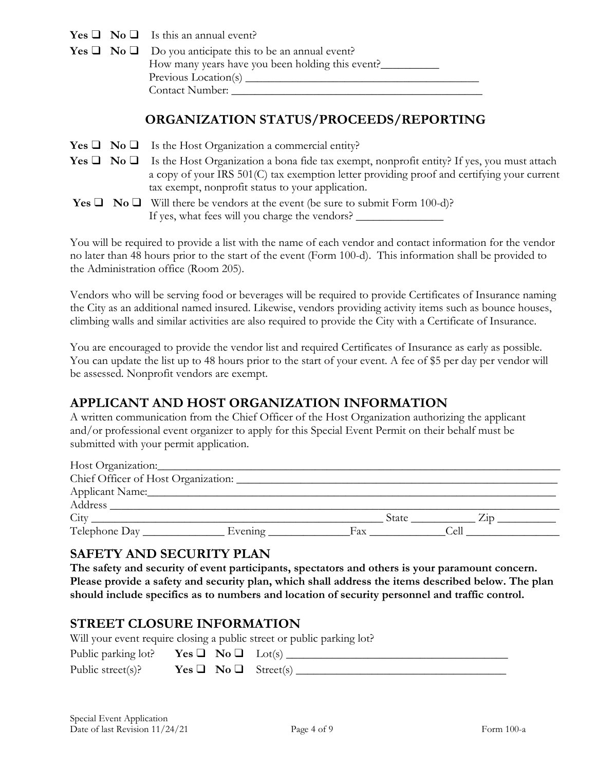**Yes** ❑ **No** ❑ Is this an annual event?

**Yes** ❑ **No** ❑ Do you anticipate this to be an annual event?
How many years have you been holding this event?__________
Previous Location(s) ________________________________________
Contact Number: ____________________________________________

## ORGANIZATION STATUS/PROCEEDS/REPORTING

**Yes** ❑ **No** ❑ Is the Host Organization a commercial entity?

**Yes** ❑ **No** ❑ Is the Host Organization a bona fide tax exempt, nonprofit entity? If yes, you must attach a copy of your IRS 501(C) tax exemption letter providing proof and certifying your current tax exempt, nonprofit status to your application.

**Yes** ❑ **No** ❑ Will there be vendors at the event (be sure to submit Form 100-d)?
If yes, what fees will you charge the vendors? _______________

You will be required to provide a list with the name of each vendor and contact information for the vendor no later than 48 hours prior to the start of the event (Form 100-d). This information shall be provided to the Administration office (Room 205).

Vendors who will be serving food or beverages will be required to provide Certificates of Insurance naming the City as an additional named insured. Likewise, vendors providing activity items such as bounce houses, climbing walls and similar activities are also required to provide the City with a Certificate of Insurance.

You are encouraged to provide the vendor list and required Certificates of Insurance as early as possible. You can update the list up to 48 hours prior to the start of your event. A fee of $5 per day per vendor will be assessed. Nonprofit vendors are exempt.

## APPLICANT AND HOST ORGANIZATION INFORMATION

A written communication from the Chief Officer of the Host Organization authorizing the applicant and/or professional event organizer to apply for this Special Event Permit on their behalf must be submitted with your permit application.

Host Organization:______________________________________________________________
Chief Officer of Host Organization: ______________________________________________
Applicant Name:________________________________________________________________
Address _______________________________________________________________________
City _____________________________________________ State ___________ Zip __________
Telephone Day ______________ Evening ______________Fax _____________Cell ________________

## SAFETY AND SECURITY PLAN

**The safety and security of event participants, spectators and others is your paramount concern. Please provide a safety and security plan, which shall address the items described below. The plan should include specifics as to numbers and location of security personnel and traffic control.**

## STREET CLOSURE INFORMATION

Will your event require closing a public street or public parking lot?

Public parking lot? **Yes** ❑ **No** ❑ Lot(s) ______________________________________

Public street(s)? **Yes** ❑ **No** ❑ Street(s) ____________________________________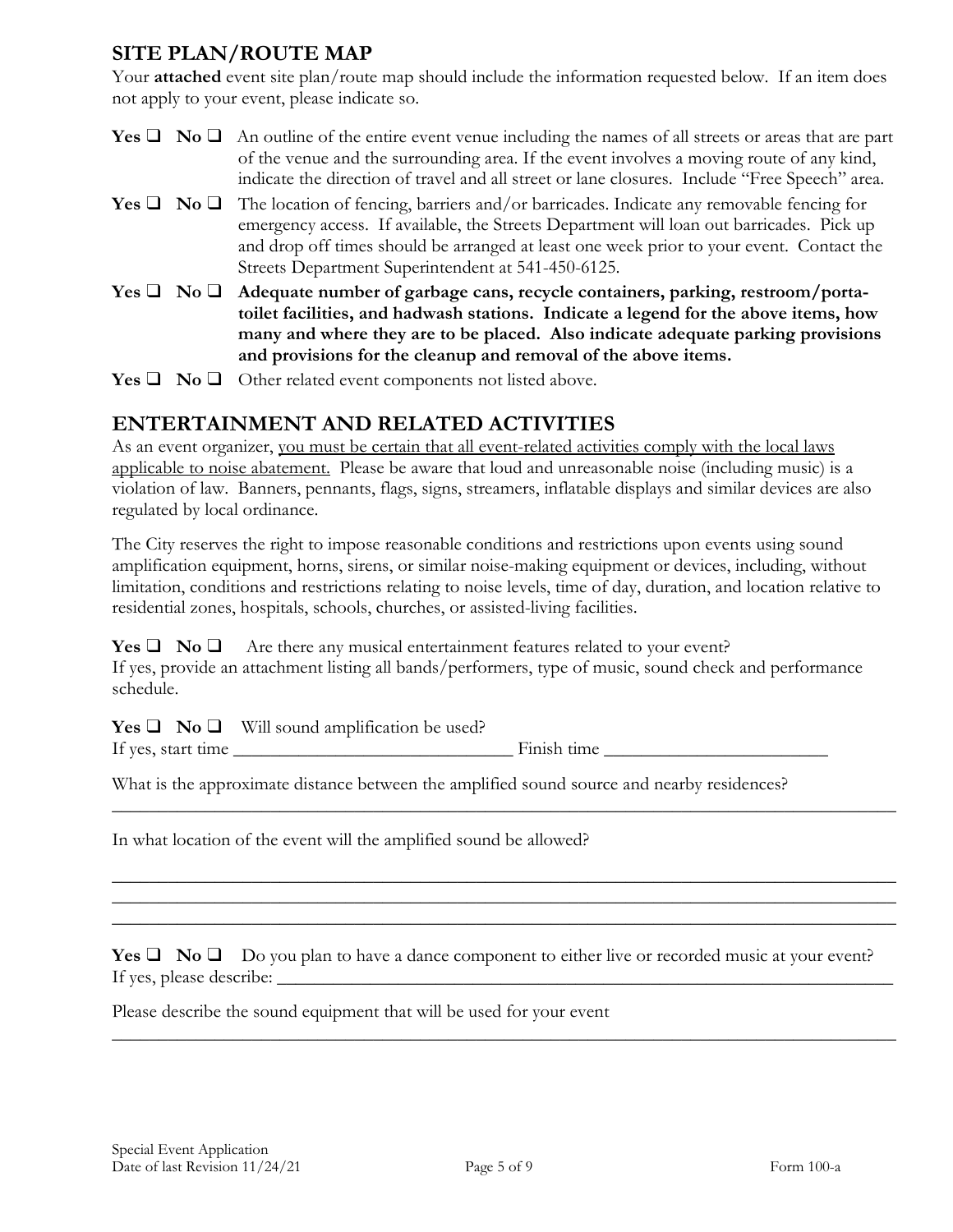## SITE PLAN/ROUTE MAP

Your **attached** event site plan/route map should include the information requested below. If an item does not apply to your event, please indicate so.

**Yes** ❑ **No** ❑ An outline of the entire event venue including the names of all streets or areas that are part of the venue and the surrounding area. If the event involves a moving route of any kind, indicate the direction of travel and all street or lane closures. Include "Free Speech" area.

**Yes** ❑ **No** ❑ The location of fencing, barriers and/or barricades. Indicate any removable fencing for emergency access. If available, the Streets Department will loan out barricades. Pick up and drop off times should be arranged at least one week prior to your event. Contact the Streets Department Superintendent at 541-450-6125.

**Yes** ❑ **No** ❑ **Adequate number of garbage cans, recycle containers, parking, restroom/porta-toilet facilities, and hadwash stations. Indicate a legend for the above items, how many and where they are to be placed. Also indicate adequate parking provisions and provisions for the cleanup and removal of the above items.**

**Yes** ❑ **No** ❑ Other related event components not listed above.

## ENTERTAINMENT AND RELATED ACTIVITIES

As an event organizer, <u>you must be certain that all event-related activities comply with the local laws applicable to noise abatement.</u> Please be aware that loud and unreasonable noise (including music) is a violation of law. Banners, pennants, flags, signs, streamers, inflatable displays and similar devices are also regulated by local ordinance.

The City reserves the right to impose reasonable conditions and restrictions upon events using sound amplification equipment, horns, sirens, or similar noise-making equipment or devices, including, without limitation, conditions and restrictions relating to noise levels, time of day, duration, and location relative to residential zones, hospitals, schools, churches, or assisted-living facilities.

**Yes** ❑ **No** ❑ Are there any musical entertainment features related to your event?
If yes, provide an attachment listing all bands/performers, type of music, sound check and performance schedule.

**Yes** ❑ **No** ❑ Will sound amplification be used?
If yes, start time ______________________________ Finish time ________________________

What is the approximate distance between the amplified sound source and nearby residences?
_____________________________________________________________________________________

In what location of the event will the amplified sound be allowed?

_____________________________________________________________________________________
_____________________________________________________________________________________
_____________________________________________________________________________________

**Yes** ❑ **No** ❑ Do you plan to have a dance component to either live or recorded music at your event?
If yes, please describe: ______________________________________________________________________

Please describe the sound equipment that will be used for your event
_____________________________________________________________________________________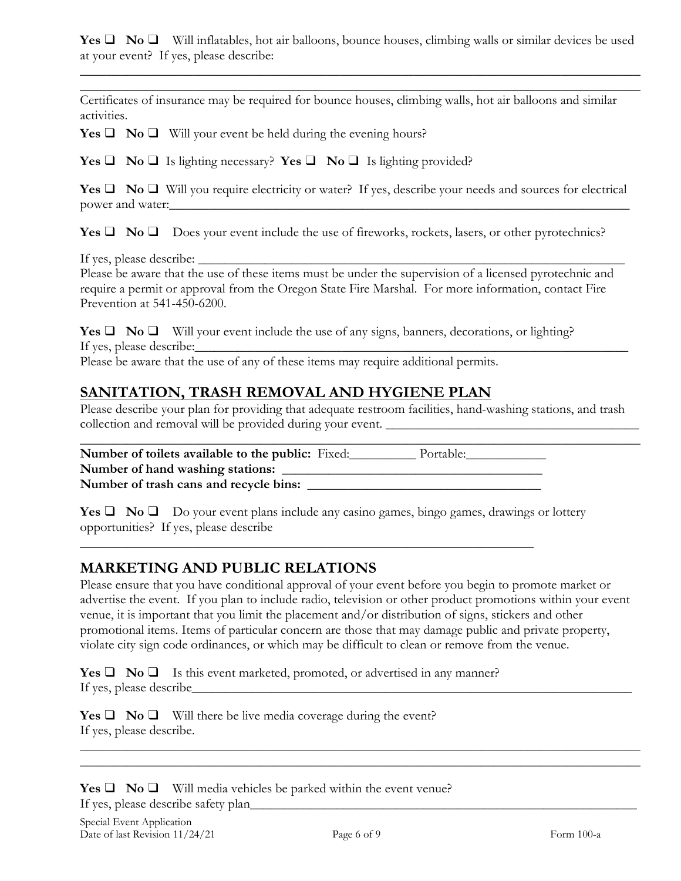**Yes** ❑ **No** ❑ Will inflatables, hot air balloons, bounce houses, climbing walls or similar devices be used at your event? If yes, please describe:

______________________________________________________________________________

______________________________________________________________________________

Certificates of insurance may be required for bounce houses, climbing walls, hot air balloons and similar activities.

**Yes** ❑ **No** ❑ Will your event be held during the evening hours?

**Yes** ❑ **No** ❑ Is lighting necessary? **Yes** ❑ **No** ❑ Is lighting provided?

**Yes** ❑ **No** ❑ Will you require electricity or water? If yes, describe your needs and sources for electrical power and water:______________________________________________________________

**Yes** ❑ **No** ❑ Does your event include the use of fireworks, rockets, lasers, or other pyrotechnics?

If yes, please describe: ________________________________________________________

Please be aware that the use of these items must be under the supervision of a licensed pyrotechnic and require a permit or approval from the Oregon State Fire Marshal. For more information, contact Fire Prevention at 541-450-6200.

**Yes** ❑ **No** ❑ Will your event include the use of any signs, banners, decorations, or lighting?
If yes, please describe:______________________________________________________________

Please be aware that the use of any of these items may require additional permits.

## SANITATION, TRASH REMOVAL AND HYGIENE PLAN

Please describe your plan for providing that adequate restroom facilities, hand-washing stations, and trash collection and removal will be provided during your event. ________________________________

______________________________________________________________________________

**Number of toilets available to the public:** Fixed:__________ Portable:____________
**Number of hand washing stations:** ______________________________________
**Number of trash cans and recycle bins:** __________________________________

**Yes** ❑ **No** ❑ Do your event plans include any casino games, bingo games, drawings or lottery opportunities? If yes, please describe

______________________________________________________________________

## MARKETING AND PUBLIC RELATIONS

Please ensure that you have conditional approval of your event before you begin to promote market or advertise the event. If you plan to include radio, television or other product promotions within your event venue, it is important that you limit the placement and/or distribution of signs, stickers and other promotional items. Items of particular concern are those that may damage public and private property, violate city sign code ordinances, or which may be difficult to clean or remove from the venue.

**Yes** ❑ **No** ❑ Is this event marketed, promoted, or advertised in any manner?
If yes, please describe______________________________________________________________

**Yes** ❑ **No** ❑ Will there be live media coverage during the event?
If yes, please describe.

______________________________________________________________________________

______________________________________________________________________________

**Yes** ❑ **No** ❑ Will media vehicles be parked within the event venue?
If yes, please describe safety plan________________________________________________________

Special Event Application
Date of last Revision 11/24/21 Form 100-a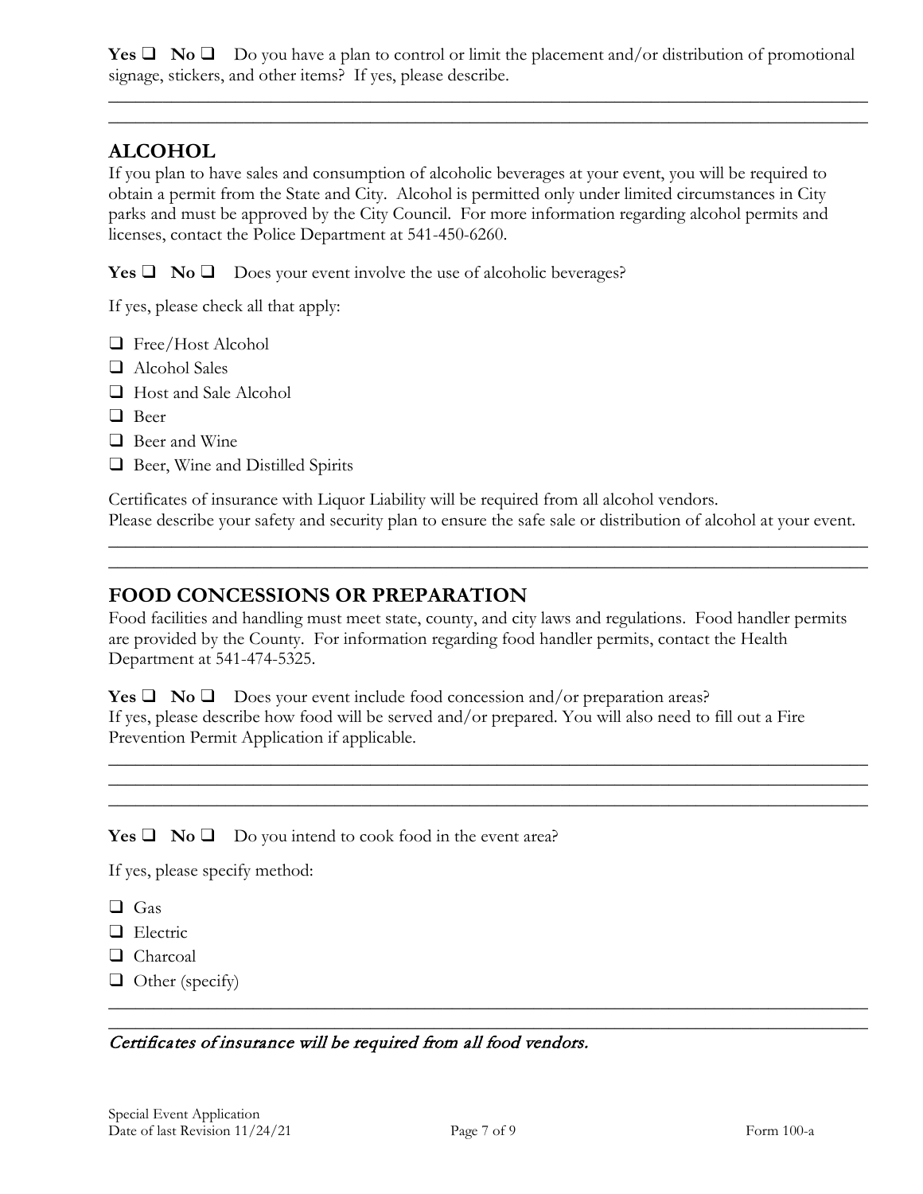**Yes** ❑ **No** ❑ Do you have a plan to control or limit the placement and/or distribution of promotional signage, stickers, and other items? If yes, please describe.

\_\_\_\_\_\_\_\_\_\_\_\_\_\_\_\_\_\_\_\_\_\_\_\_\_\_\_\_\_\_\_\_\_\_\_\_\_\_\_\_\_\_\_\_\_\_\_\_\_\_\_\_\_\_\_\_\_\_\_\_\_\_\_\_\_\_\_\_\_\_\_\_\_\_\_\_\_\_

\_\_\_\_\_\_\_\_\_\_\_\_\_\_\_\_\_\_\_\_\_\_\_\_\_\_\_\_\_\_\_\_\_\_\_\_\_\_\_\_\_\_\_\_\_\_\_\_\_\_\_\_\_\_\_\_\_\_\_\_\_\_\_\_\_\_\_\_\_\_\_\_\_\_\_\_\_\_

## ALCOHOL

If you plan to have sales and consumption of alcoholic beverages at your event, you will be required to obtain a permit from the State and City. Alcohol is permitted only under limited circumstances in City parks and must be approved by the City Council. For more information regarding alcohol permits and licenses, contact the Police Department at 541-450-6260.

**Yes** ❑ **No** ❑ Does your event involve the use of alcoholic beverages?

If yes, please check all that apply:

- ❑ Free/Host Alcohol
- ❑ Alcohol Sales
- ❑ Host and Sale Alcohol
- ❑ Beer
- ❑ Beer and Wine
- ❑ Beer, Wine and Distilled Spirits

Certificates of insurance with Liquor Liability will be required from all alcohol vendors.
Please describe your safety and security plan to ensure the safe sale or distribution of alcohol at your event.

\_\_\_\_\_\_\_\_\_\_\_\_\_\_\_\_\_\_\_\_\_\_\_\_\_\_\_\_\_\_\_\_\_\_\_\_\_\_\_\_\_\_\_\_\_\_\_\_\_\_\_\_\_\_\_\_\_\_\_\_\_\_\_\_\_\_\_\_\_\_\_\_\_\_\_\_\_\_

\_\_\_\_\_\_\_\_\_\_\_\_\_\_\_\_\_\_\_\_\_\_\_\_\_\_\_\_\_\_\_\_\_\_\_\_\_\_\_\_\_\_\_\_\_\_\_\_\_\_\_\_\_\_\_\_\_\_\_\_\_\_\_\_\_\_\_\_\_\_\_\_\_\_\_\_\_\_

## FOOD CONCESSIONS OR PREPARATION

Food facilities and handling must meet state, county, and city laws and regulations. Food handler permits are provided by the County. For information regarding food handler permits, contact the Health Department at 541-474-5325.

**Yes** ❑ **No** ❑ Does your event include food concession and/or preparation areas?
If yes, please describe how food will be served and/or prepared. You will also need to fill out a Fire Prevention Permit Application if applicable.

\_\_\_\_\_\_\_\_\_\_\_\_\_\_\_\_\_\_\_\_\_\_\_\_\_\_\_\_\_\_\_\_\_\_\_\_\_\_\_\_\_\_\_\_\_\_\_\_\_\_\_\_\_\_\_\_\_\_\_\_\_\_\_\_\_\_\_\_\_\_\_\_\_\_\_\_\_\_

\_\_\_\_\_\_\_\_\_\_\_\_\_\_\_\_\_\_\_\_\_\_\_\_\_\_\_\_\_\_\_\_\_\_\_\_\_\_\_\_\_\_\_\_\_\_\_\_\_\_\_\_\_\_\_\_\_\_\_\_\_\_\_\_\_\_\_\_\_\_\_\_\_\_\_\_\_\_

\_\_\_\_\_\_\_\_\_\_\_\_\_\_\_\_\_\_\_\_\_\_\_\_\_\_\_\_\_\_\_\_\_\_\_\_\_\_\_\_\_\_\_\_\_\_\_\_\_\_\_\_\_\_\_\_\_\_\_\_\_\_\_\_\_\_\_\_\_\_\_\_\_\_\_\_\_\_

**Yes** ❑ **No** ❑ Do you intend to cook food in the event area?

If yes, please specify method:

- ❑ Gas
- ❑ Electric
- ❑ Charcoal
- ❑ Other (specify)

\_\_\_\_\_\_\_\_\_\_\_\_\_\_\_\_\_\_\_\_\_\_\_\_\_\_\_\_\_\_\_\_\_\_\_\_\_\_\_\_\_\_\_\_\_\_\_\_\_\_\_\_\_\_\_\_\_\_\_\_\_\_\_\_\_\_\_\_\_\_\_\_\_\_\_\_\_\_

\_\_\_\_\_\_\_\_\_\_\_\_\_\_\_\_\_\_\_\_\_\_\_\_\_\_\_\_\_\_\_\_\_\_\_\_\_\_\_\_\_\_\_\_\_\_\_\_\_\_\_\_\_\_\_\_\_\_\_\_\_\_\_\_\_\_\_\_\_\_\_\_\_\_\_\_\_\_

*Certificates of insurance will be required from all food vendors.*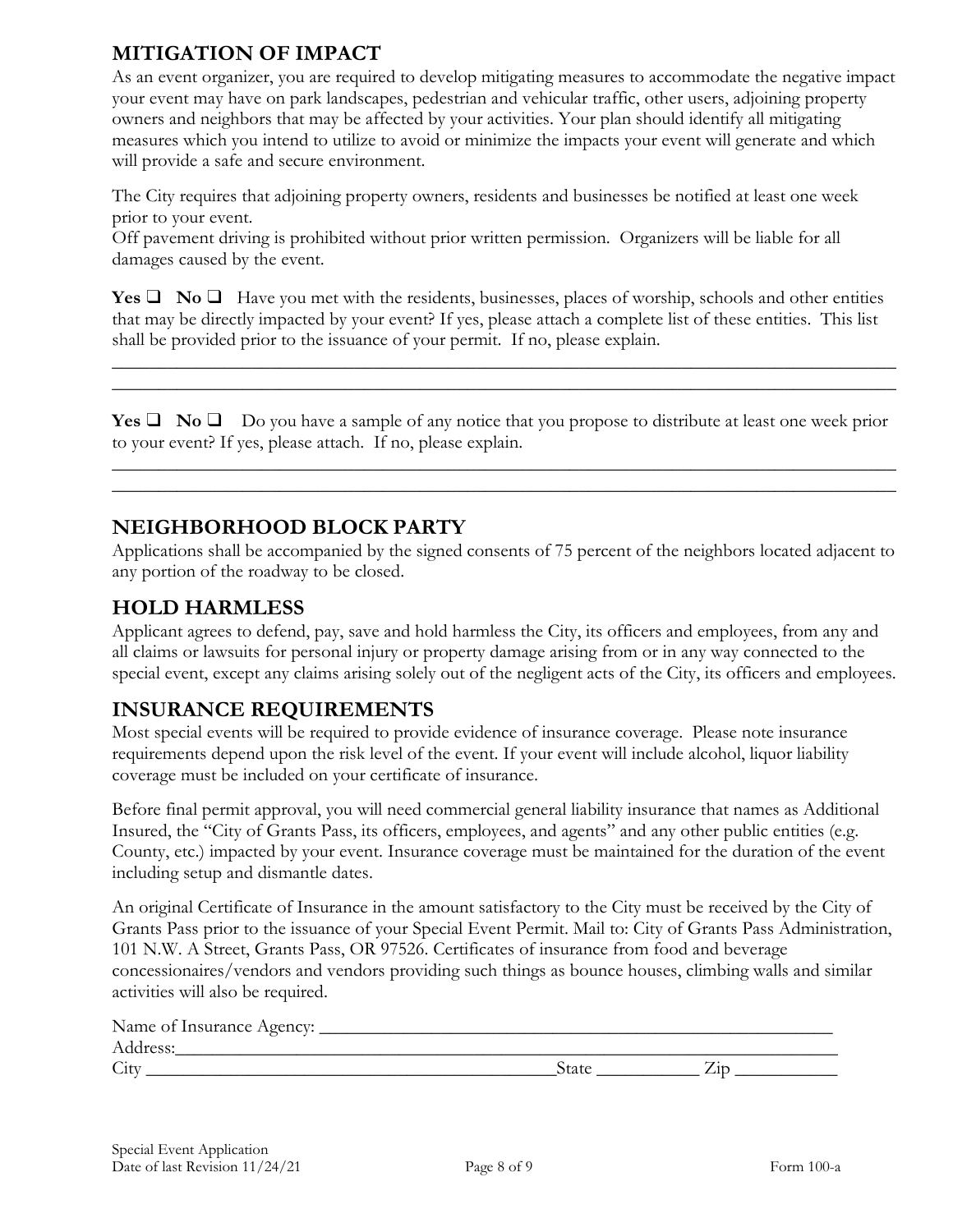## MITIGATION OF IMPACT

As an event organizer, you are required to develop mitigating measures to accommodate the negative impact your event may have on park landscapes, pedestrian and vehicular traffic, other users, adjoining property owners and neighbors that may be affected by your activities. Your plan should identify all mitigating measures which you intend to utilize to avoid or minimize the impacts your event will generate and which will provide a safe and secure environment.

The City requires that adjoining property owners, residents and businesses be notified at least one week prior to your event.
Off pavement driving is prohibited without prior written permission. Organizers will be liable for all damages caused by the event.

**Yes** ☐ **No** ☐ Have you met with the residents, businesses, places of worship, schools and other entities that may be directly impacted by your event? If yes, please attach a complete list of these entities. This list shall be provided prior to the issuance of your permit. If no, please explain.

_______________________________________________________________________________
_______________________________________________________________________________

**Yes** ☐ **No** ☐ Do you have a sample of any notice that you propose to distribute at least one week prior to your event? If yes, please attach. If no, please explain.

_______________________________________________________________________________
_______________________________________________________________________________

## NEIGHBORHOOD BLOCK PARTY

Applications shall be accompanied by the signed consents of 75 percent of the neighbors located adjacent to any portion of the roadway to be closed.

## HOLD HARMLESS

Applicant agrees to defend, pay, save and hold harmless the City, its officers and employees, from any and all claims or lawsuits for personal injury or property damage arising from or in any way connected to the special event, except any claims arising solely out of the negligent acts of the City, its officers and employees.

## INSURANCE REQUIREMENTS

Most special events will be required to provide evidence of insurance coverage. Please note insurance requirements depend upon the risk level of the event. If your event will include alcohol, liquor liability coverage must be included on your certificate of insurance.

Before final permit approval, you will need commercial general liability insurance that names as Additional Insured, the "City of Grants Pass, its officers, employees, and agents" and any other public entities (e.g. County, etc.) impacted by your event. Insurance coverage must be maintained for the duration of the event including setup and dismantle dates.

An original Certificate of Insurance in the amount satisfactory to the City must be received by the City of Grants Pass prior to the issuance of your Special Event Permit. Mail to: City of Grants Pass Administration, 101 N.W. A Street, Grants Pass, OR 97526. Certificates of insurance from food and beverage concessionaires/vendors and vendors providing such things as bounce houses, climbing walls and similar activities will also be required.

Name of Insurance Agency: ________________________________________________
Address:_______________________________________________________________
City _________________________________ State __________ Zip __________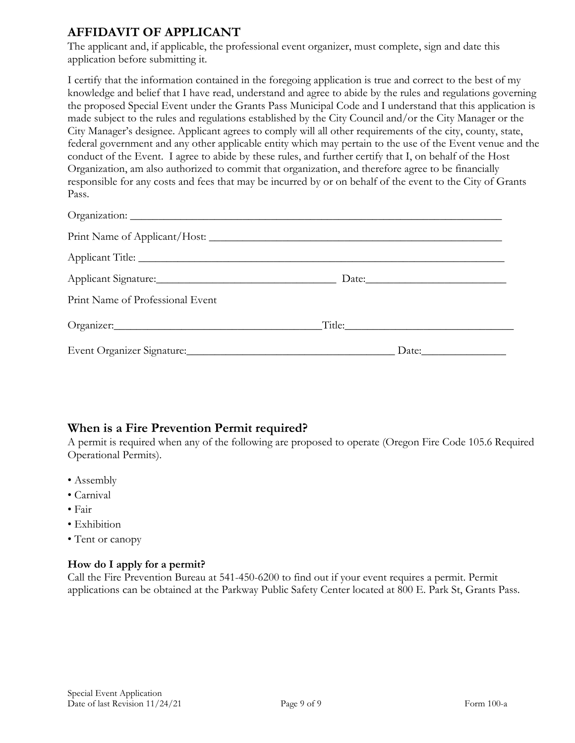## AFFIDAVIT OF APPLICANT

The applicant and, if applicable, the professional event organizer, must complete, sign and date this application before submitting it.

I certify that the information contained in the foregoing application is true and correct to the best of my knowledge and belief that I have read, understand and agree to abide by the rules and regulations governing the proposed Special Event under the Grants Pass Municipal Code and I understand that this application is made subject to the rules and regulations established by the City Council and/or the City Manager or the City Manager's designee. Applicant agrees to comply will all other requirements of the city, county, state, federal government and any other applicable entity which may pertain to the use of the Event venue and the conduct of the Event. I agree to abide by these rules, and further certify that I, on behalf of the Host Organization, am also authorized to commit that organization, and therefore agree to be financially responsible for any costs and fees that may be incurred by or on behalf of the event to the City of Grants Pass.

Organization: ______________________________________________________________________

Print Name of Applicant/Host: _______________________________________________________

Applicant Title: ____________________________________________________________________

Applicant Signature:_________________________________ Date:_________________________

Print Name of Professional Event

Organizer:____________________________________Title:______________________________

Event Organizer Signature:____________________________________ Date:_______________

## When is a Fire Prevention Permit required?

A permit is required when any of the following are proposed to operate (Oregon Fire Code 105.6 Required Operational Permits).

- Assembly
- Carnival
- Fair
- Exhibition
- Tent or canopy

### How do I apply for a permit?

Call the Fire Prevention Bureau at 541-450-6200 to find out if your event requires a permit. Permit applications can be obtained at the Parkway Public Safety Center located at 800 E. Park St, Grants Pass.